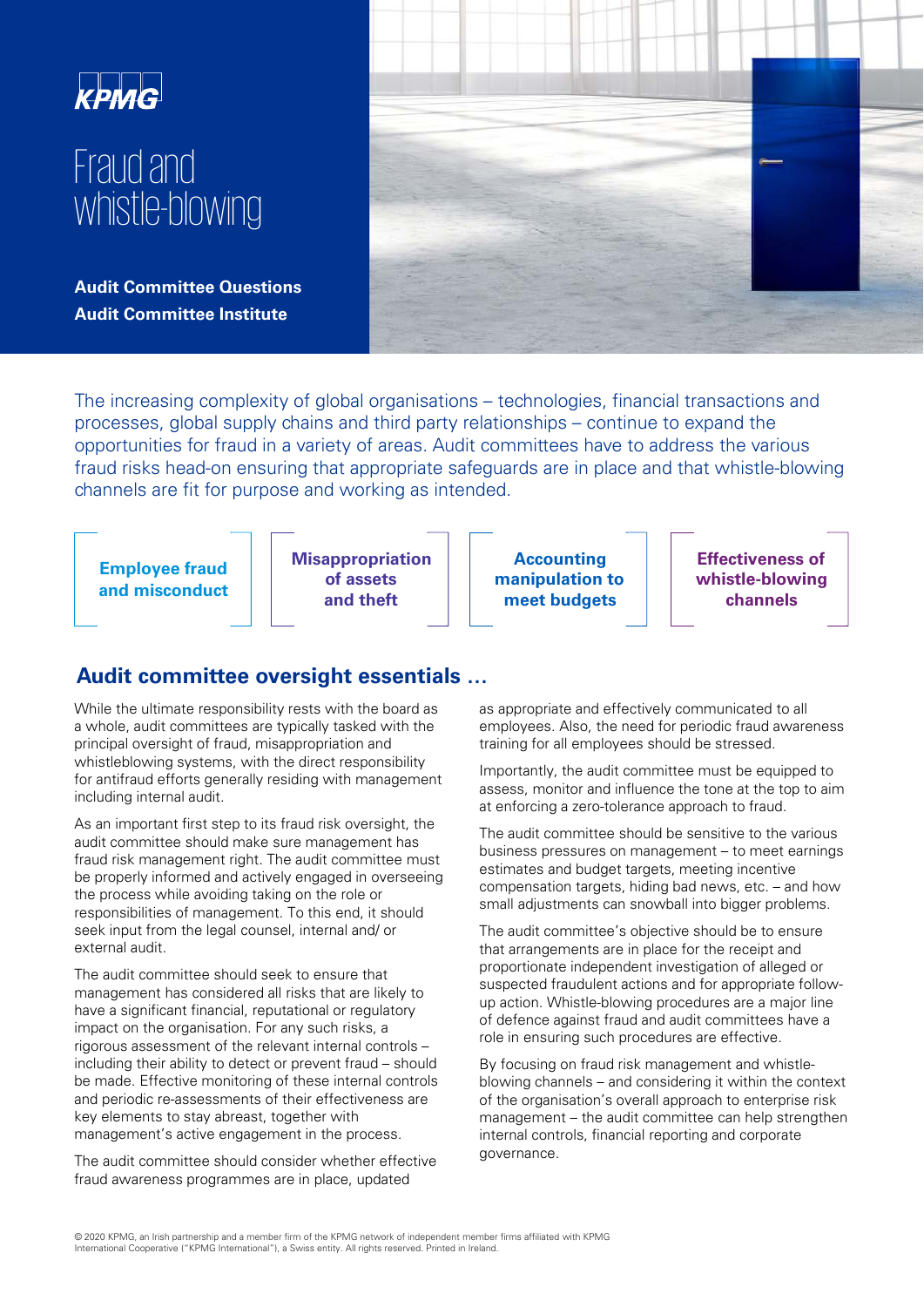KPMG

# Fraud and whistle-blowing

**Audit Committee Questions**
**Audit Committee Institute**

The increasing complexity of global organisations – technologies, financial transactions and processes, global supply chains and third party relationships – continue to expand the opportunities for fraud in a variety of areas. Audit committees have to address the various fraud risks head-on ensuring that appropriate safeguards are in place and that whistle-blowing channels are fit for purpose and working as intended.

**Employee fraud and misconduct**

**Misappropriation of assets and theft**

**Accounting manipulation to meet budgets**

**Effectiveness of whistle-blowing channels**

## Audit committee oversight essentials …

While the ultimate responsibility rests with the board as a whole, audit committees are typically tasked with the principal oversight of fraud, misappropriation and whistleblowing systems, with the direct responsibility for antifraud efforts generally residing with management including internal audit.

As an important first step to its fraud risk oversight, the audit committee should make sure management has fraud risk management right. The audit committee must be properly informed and actively engaged in overseeing the process while avoiding taking on the role or responsibilities of management. To this end, it should seek input from the legal counsel, internal and/ or external audit.

The audit committee should seek to ensure that management has considered all risks that are likely to have a significant financial, reputational or regulatory impact on the organisation. For any such risks, a rigorous assessment of the relevant internal controls – including their ability to detect or prevent fraud – should be made. Effective monitoring of these internal controls and periodic re-assessments of their effectiveness are key elements to stay abreast, together with management's active engagement in the process.

The audit committee should consider whether effective fraud awareness programmes are in place, updated as appropriate and effectively communicated to all employees. Also, the need for periodic fraud awareness training for all employees should be stressed.

Importantly, the audit committee must be equipped to assess, monitor and influence the tone at the top to aim at enforcing a zero-tolerance approach to fraud.

The audit committee should be sensitive to the various business pressures on management – to meet earnings estimates and budget targets, meeting incentive compensation targets, hiding bad news, etc. – and how small adjustments can snowball into bigger problems.

The audit committee's objective should be to ensure that arrangements are in place for the receipt and proportionate independent investigation of alleged or suspected fraudulent actions and for appropriate follow-up action. Whistle-blowing procedures are a major line of defence against fraud and audit committees have a role in ensuring such procedures are effective.

By focusing on fraud risk management and whistle-blowing channels – and considering it within the context of the organisation's overall approach to enterprise risk management – the audit committee can help strengthen internal controls, financial reporting and corporate governance.

© 2020 KPMG, an Irish partnership and a member firm of the KPMG network of independent member firms affiliated with KPMG International Cooperative ("KPMG International"), a Swiss entity. All rights reserved. Printed in Ireland.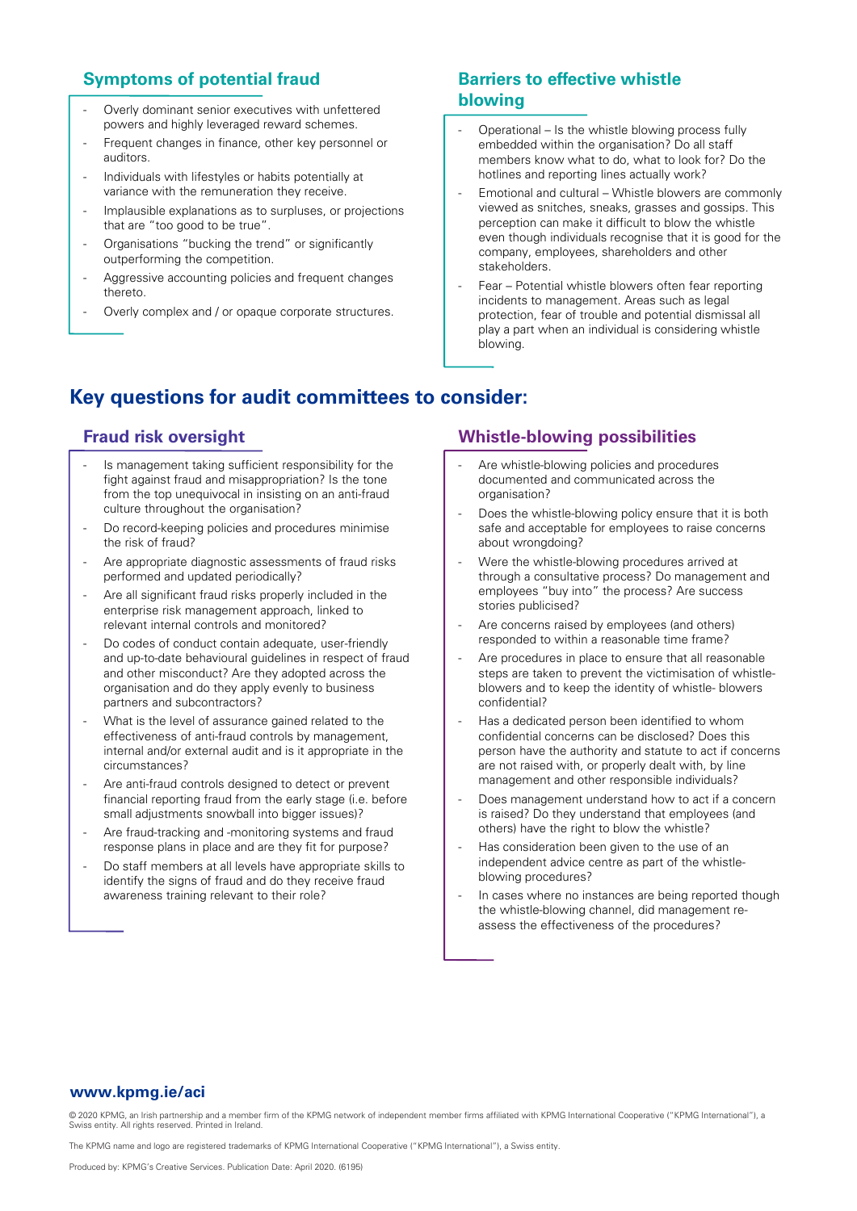## Symptoms of potential fraud

- Overly dominant senior executives with unfettered powers and highly leveraged reward schemes.
- Frequent changes in finance, other key personnel or auditors.
- Individuals with lifestyles or habits potentially at variance with the remuneration they receive.
- Implausible explanations as to surpluses, or projections that are "too good to be true".
- Organisations "bucking the trend" or significantly outperforming the competition.
- Aggressive accounting policies and frequent changes thereto.
- Overly complex and / or opaque corporate structures.

## Barriers to effective whistle blowing

- Operational – Is the whistle blowing process fully embedded within the organisation? Do all staff members know what to do, what to look for? Do the hotlines and reporting lines actually work?
- Emotional and cultural – Whistle blowers are commonly viewed as snitches, sneaks, grasses and gossips. This perception can make it difficult to blow the whistle even though individuals recognise that it is good for the company, employees, shareholders and other stakeholders.
- Fear – Potential whistle blowers often fear reporting incidents to management. Areas such as legal protection, fear of trouble and potential dismissal all play a part when an individual is considering whistle blowing.

# Key questions for audit committees to consider:

## Fraud risk oversight

- Is management taking sufficient responsibility for the fight against fraud and misappropriation? Is the tone from the top unequivocal in insisting on an anti-fraud culture throughout the organisation?
- Do record-keeping policies and procedures minimise the risk of fraud?
- Are appropriate diagnostic assessments of fraud risks performed and updated periodically?
- Are all significant fraud risks properly included in the enterprise risk management approach, linked to relevant internal controls and monitored?
- Do codes of conduct contain adequate, user-friendly and up-to-date behavioural guidelines in respect of fraud and other misconduct? Are they adopted across the organisation and do they apply evenly to business partners and subcontractors?
- What is the level of assurance gained related to the effectiveness of anti-fraud controls by management, internal and/or external audit and is it appropriate in the circumstances?
- Are anti-fraud controls designed to detect or prevent financial reporting fraud from the early stage (i.e. before small adjustments snowball into bigger issues)?
- Are fraud-tracking and -monitoring systems and fraud response plans in place and are they fit for purpose?
- Do staff members at all levels have appropriate skills to identify the signs of fraud and do they receive fraud awareness training relevant to their role?

## Whistle-blowing possibilities

- Are whistle-blowing policies and procedures documented and communicated across the organisation?
- Does the whistle-blowing policy ensure that it is both safe and acceptable for employees to raise concerns about wrongdoing?
- Were the whistle-blowing procedures arrived at through a consultative process? Do management and employees "buy into" the process? Are success stories publicised?
- Are concerns raised by employees (and others) responded to within a reasonable time frame?
- Are procedures in place to ensure that all reasonable steps are taken to prevent the victimisation of whistle-blowers and to keep the identity of whistle- blowers confidential?
- Has a dedicated person been identified to whom confidential concerns can be disclosed? Does this person have the authority and statute to act if concerns are not raised with, or properly dealt with, by line management and other responsible individuals?
- Does management understand how to act if a concern is raised? Do they understand that employees (and others) have the right to blow the whistle?
- Has consideration been given to the use of an independent advice centre as part of the whistle-blowing procedures?
- In cases where no instances are being reported though the whistle-blowing channel, did management re-assess the effectiveness of the procedures?

**www.kpmg.ie/aci**

© 2020 KPMG, an Irish partnership and a member firm of the KPMG network of independent member firms affiliated with KPMG International Cooperative ("KPMG International"), a Swiss entity. All rights reserved. Printed in Ireland.

The KPMG name and logo are registered trademarks of KPMG International Cooperative ("KPMG International"), a Swiss entity.

Produced by: KPMG's Creative Services. Publication Date: April 2020. (6195)